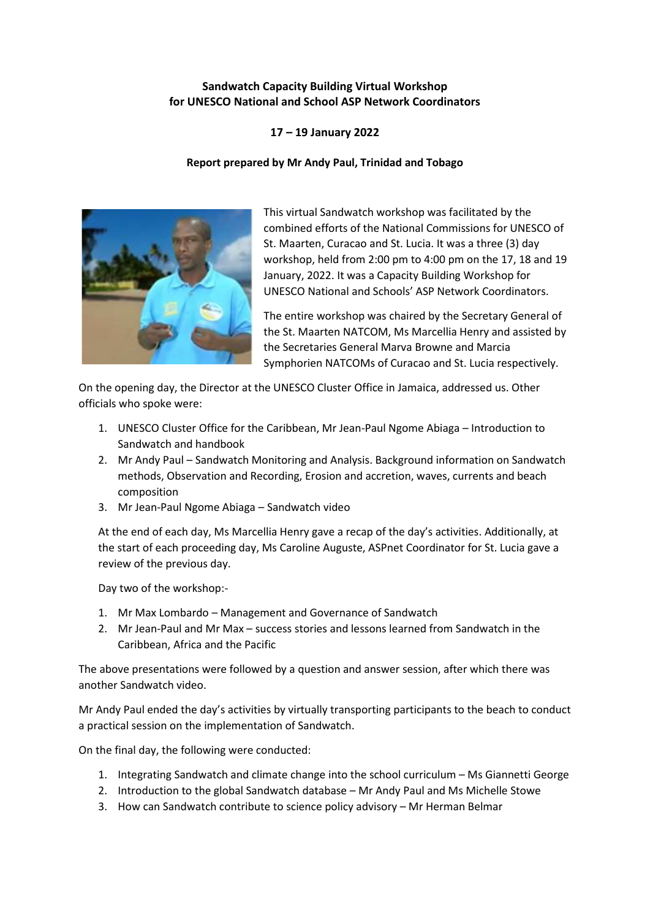**Sandwatch Capacity Building Virtual Workshop for UNESCO National and School ASP Network Coordinators**

**17 – 19 January 2022**

**Report prepared by Mr Andy Paul, Trinidad and Tobago**

This virtual Sandwatch workshop was facilitated by the combined efforts of the National Commissions for UNESCO of St. Maarten, Curacao and St. Lucia. It was a three (3) day workshop, held from 2:00 pm to 4:00 pm on the 17, 18 and 19 January, 2022. It was a Capacity Building Workshop for UNESCO National and Schools' ASP Network Coordinators.

The entire workshop was chaired by the Secretary General of the St. Maarten NATCOM, Ms Marcellia Henry and assisted by the Secretaries General Marva Browne and Marcia Symphorien NATCOMs of Curacao and St. Lucia respectively.

On the opening day, the Director at the UNESCO Cluster Office in Jamaica, addressed us. Other officials who spoke were:

1. UNESCO Cluster Office for the Caribbean, Mr Jean-Paul Ngome Abiaga – Introduction to Sandwatch and handbook
2. Mr Andy Paul – Sandwatch Monitoring and Analysis. Background information on Sandwatch methods, Observation and Recording, Erosion and accretion, waves, currents and beach composition
3. Mr Jean-Paul Ngome Abiaga – Sandwatch video

At the end of each day, Ms Marcellia Henry gave a recap of the day's activities. Additionally, at the start of each proceeding day, Ms Caroline Auguste, ASPnet Coordinator for St. Lucia gave a review of the previous day.

Day two of the workshop:-

1. Mr Max Lombardo – Management and Governance of Sandwatch
2. Mr Jean-Paul and Mr Max – success stories and lessons learned from Sandwatch in the Caribbean, Africa and the Pacific

The above presentations were followed by a question and answer session, after which there was another Sandwatch video.

Mr Andy Paul ended the day's activities by virtually transporting participants to the beach to conduct a practical session on the implementation of Sandwatch.

On the final day, the following were conducted:

1. Integrating Sandwatch and climate change into the school curriculum – Ms Giannetti George
2. Introduction to the global Sandwatch database – Mr Andy Paul and Ms Michelle Stowe
3. How can Sandwatch contribute to science policy advisory – Mr Herman Belmar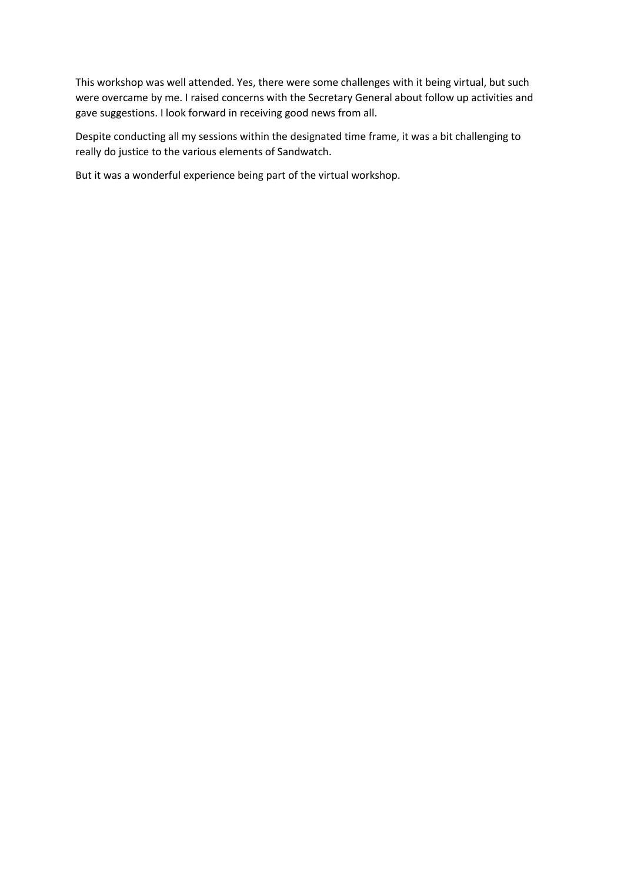This workshop was well attended. Yes, there were some challenges with it being virtual, but such were overcame by me. I raised concerns with the Secretary General about follow up activities and gave suggestions. I look forward in receiving good news from all.

Despite conducting all my sessions within the designated time frame, it was a bit challenging to really do justice to the various elements of Sandwatch.

But it was a wonderful experience being part of the virtual workshop.